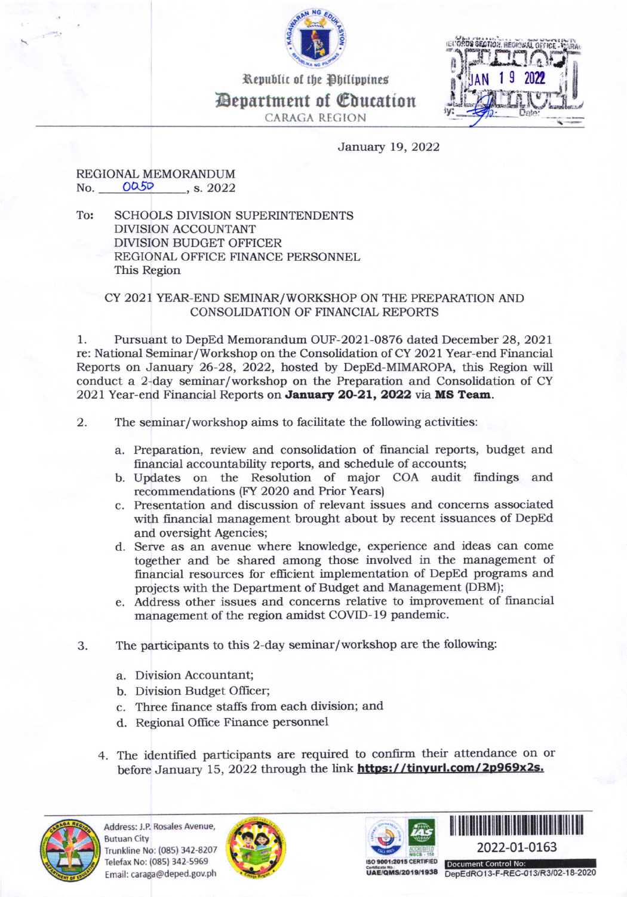Republic of the Philippines
Department of Education
CARAGA REGION

January 19, 2022

REGIONAL MEMORANDUM
No. 0050, s. 2022

To: SCHOOLS DIVISION SUPERINTENDENTS
DIVISION ACCOUNTANT
DIVISION BUDGET OFFICER
REGIONAL OFFICE FINANCE PERSONNEL
This Region

CY 2021 YEAR-END SEMINAR/WORKSHOP ON THE PREPARATION AND CONSOLIDATION OF FINANCIAL REPORTS

1. Pursuant to DepEd Memorandum OUF-2021-0876 dated December 28, 2021 re: National Seminar/Workshop on the Consolidation of CY 2021 Year-end Financial Reports on January 26-28, 2022, hosted by DepEd-MIMAROPA, this Region will conduct a 2-day seminar/workshop on the Preparation and Consolidation of CY 2021 Year-end Financial Reports on **January 20-21, 2022** via **MS Team**.

2. The seminar/workshop aims to facilitate the following activities:

   a. Preparation, review and consolidation of financial reports, budget and financial accountability reports, and schedule of accounts;
   b. Updates on the Resolution of major COA audit findings and recommendations (FY 2020 and Prior Years)
   c. Presentation and discussion of relevant issues and concerns associated with financial management brought about by recent issuances of DepEd and oversight Agencies;
   d. Serve as an avenue where knowledge, experience and ideas can come together and be shared among those involved in the management of financial resources for efficient implementation of DepEd programs and projects with the Department of Budget and Management (DBM);
   e. Address other issues and concerns relative to improvement of financial management of the region amidst COVID-19 pandemic.

3. The participants to this 2-day seminar/workshop are the following:

   a. Division Accountant;
   b. Division Budget Officer;
   c. Three finance staffs from each division; and
   d. Regional Office Finance personnel

4. The identified participants are required to confirm their attendance on or before January 15, 2022 through the link **https://tinyurl.com/2p969x2s.**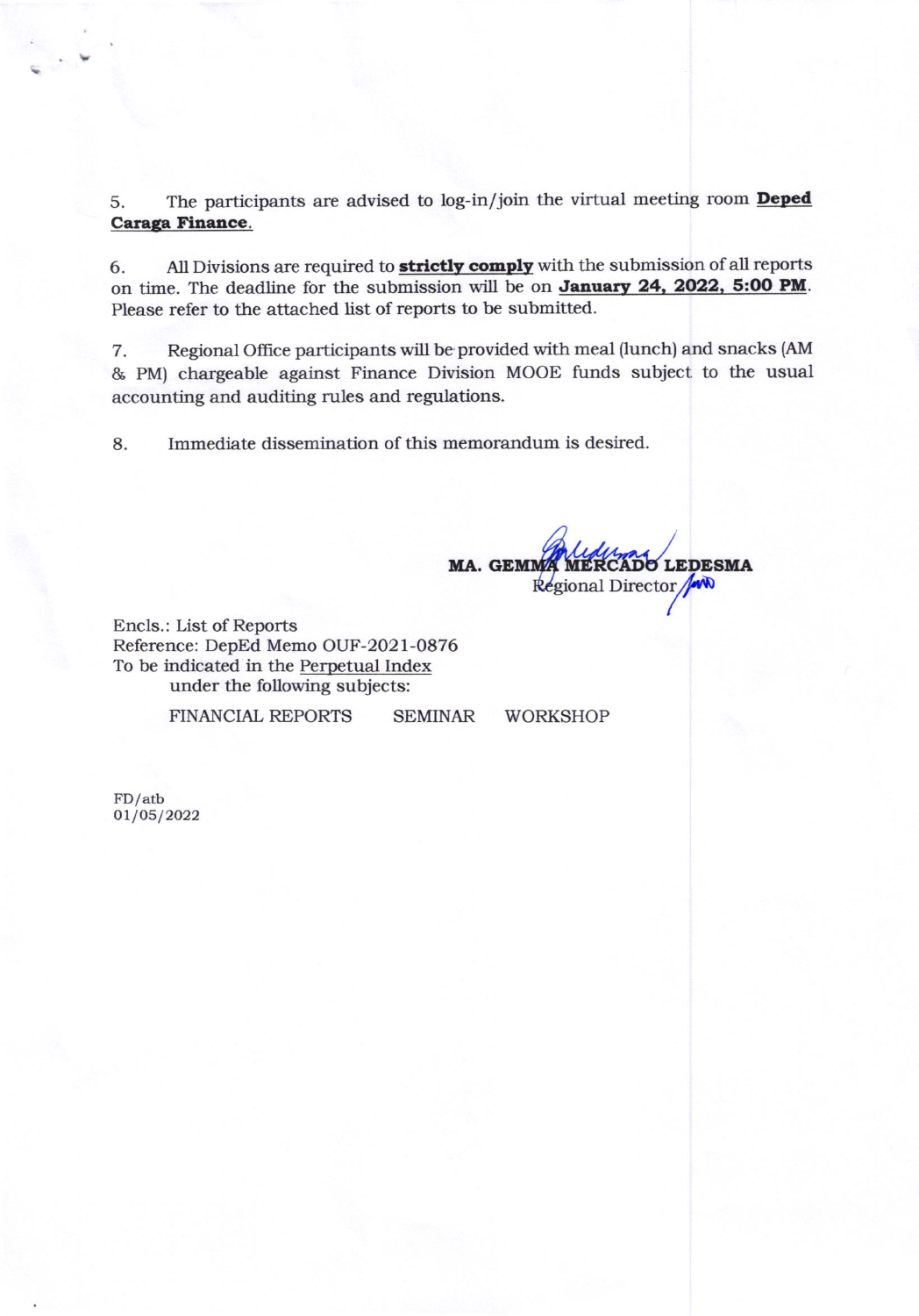5. The participants are advised to log-in/join the virtual meeting room **Deped Caraga Finance.**

6. All Divisions are required to **strictly comply** with the submission of all reports on time. The deadline for the submission will be on **January 24, 2022, 5:00 PM**. Please refer to the attached list of reports to be submitted.

7. Regional Office participants will be provided with meal (lunch) and snacks (AM & PM) chargeable against Finance Division MOOE funds subject to the usual accounting and auditing rules and regulations.

8. Immediate dissemination of this memorandum is desired.

**MA. GEMMA MERCADO LEDESMA**
Regional Director

Encls.: List of Reports
Reference: DepEd Memo OUF-2021-0876
To be indicated in the Perpetual Index
under the following subjects:

FINANCIAL REPORTS SEMINAR WORKSHOP

FD/atb
01/05/2022